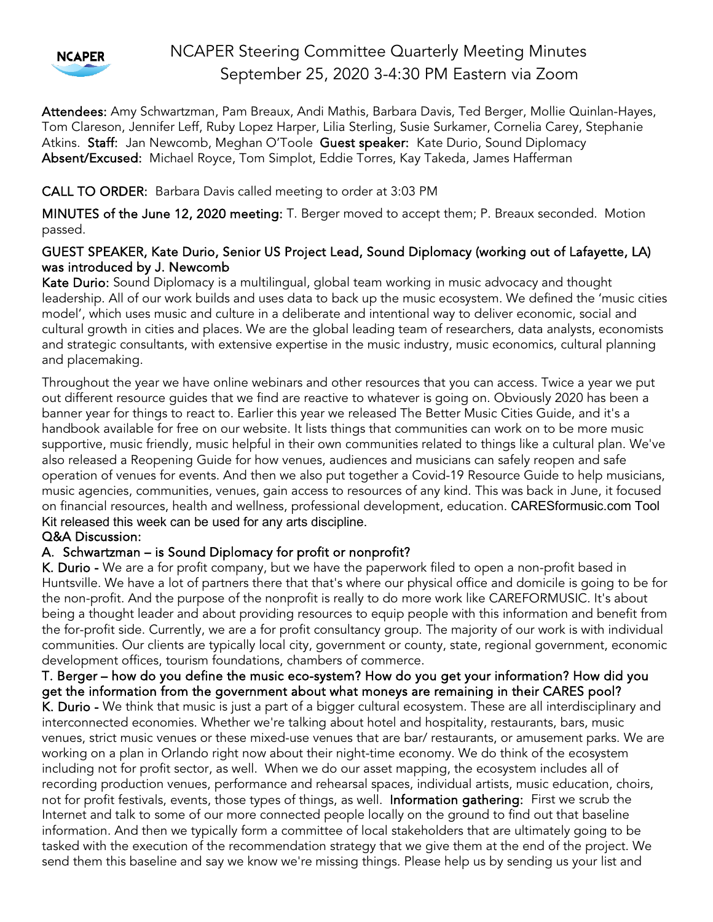# NCAPER Steering Committee Quarterly Meeting Minutes
## September 25, 2020 3-4:30 PM Eastern via Zoom

**Attendees:** Amy Schwartzman, Pam Breaux, Andi Mathis, Barbara Davis, Ted Berger, Mollie Quinlan-Hayes, Tom Clareson, Jennifer Leff, Ruby Lopez Harper, Lilia Sterling, Susie Surkamer, Cornelia Carey, Stephanie Atkins. **Staff:** Jan Newcomb, Meghan O'Toole **Guest speaker:** Kate Durio, Sound Diplomacy
**Absent/Excused:** Michael Royce, Tom Simplot, Eddie Torres, Kay Takeda, James Hafferman

**CALL TO ORDER:** Barbara Davis called meeting to order at 3:03 PM

**MINUTES of the June 12, 2020 meeting:** T. Berger moved to accept them; P. Breaux seconded. Motion passed.

**GUEST SPEAKER, Kate Durio, Senior US Project Lead, Sound Diplomacy (working out of Lafayette, LA) was introduced by J. Newcomb**

**Kate Durio:** Sound Diplomacy is a multilingual, global team working in music advocacy and thought leadership. All of our work builds and uses data to back up the music ecosystem. We defined the 'music cities model', which uses music and culture in a deliberate and intentional way to deliver economic, social and cultural growth in cities and places. We are the global leading team of researchers, data analysts, economists and strategic consultants, with extensive expertise in the music industry, music economics, cultural planning and placemaking.

Throughout the year we have online webinars and other resources that you can access. Twice a year we put out different resource guides that we find are reactive to whatever is going on. Obviously 2020 has been a banner year for things to react to. Earlier this year we released The Better Music Cities Guide, and it's a handbook available for free on our website. It lists things that communities can work on to be more music supportive, music friendly, music helpful in their own communities related to things like a cultural plan. We've also released a Reopening Guide for how venues, audiences and musicians can safely reopen and safe operation of venues for events. And then we also put together a Covid-19 Resource Guide to help musicians, music agencies, communities, venues, gain access to resources of any kind. This was back in June, it focused on financial resources, health and wellness, professional development, education. CARESformusic.com Tool Kit released this week can be used for any arts discipline.

**Q&A Discussion:**

**A. Schwartzman – is Sound Diplomacy for profit or nonprofit?**

**K. Durio -** We are a for profit company, but we have the paperwork filed to open a non-profit based in Huntsville. We have a lot of partners there that that's where our physical office and domicile is going to be for the non-profit. And the purpose of the nonprofit is really to do more work like CAREFORMUSIC. It's about being a thought leader and about providing resources to equip people with this information and benefit from the for-profit side. Currently, we are a for profit consultancy group. The majority of our work is with individual communities. Our clients are typically local city, government or county, state, regional government, economic development offices, tourism foundations, chambers of commerce.

**T. Berger – how do you define the music eco-system? How do you get your information? How did you get the information from the government about what moneys are remaining in their CARES pool?**

**K. Durio -** We think that music is just a part of a bigger cultural ecosystem. These are all interdisciplinary and interconnected economies. Whether we're talking about hotel and hospitality, restaurants, bars, music venues, strict music venues or these mixed-use venues that are bar/ restaurants, or amusement parks. We are working on a plan in Orlando right now about their night-time economy. We do think of the ecosystem including not for profit sector, as well. When we do our asset mapping, the ecosystem includes all of recording production venues, performance and rehearsal spaces, individual artists, music education, choirs, not for profit festivals, events, those types of things, as well. **Information gathering:** First we scrub the Internet and talk to some of our more connected people locally on the ground to find out that baseline information. And then we typically form a committee of local stakeholders that are ultimately going to be tasked with the execution of the recommendation strategy that we give them at the end of the project. We send them this baseline and say we know we're missing things. Please help us by sending us your list and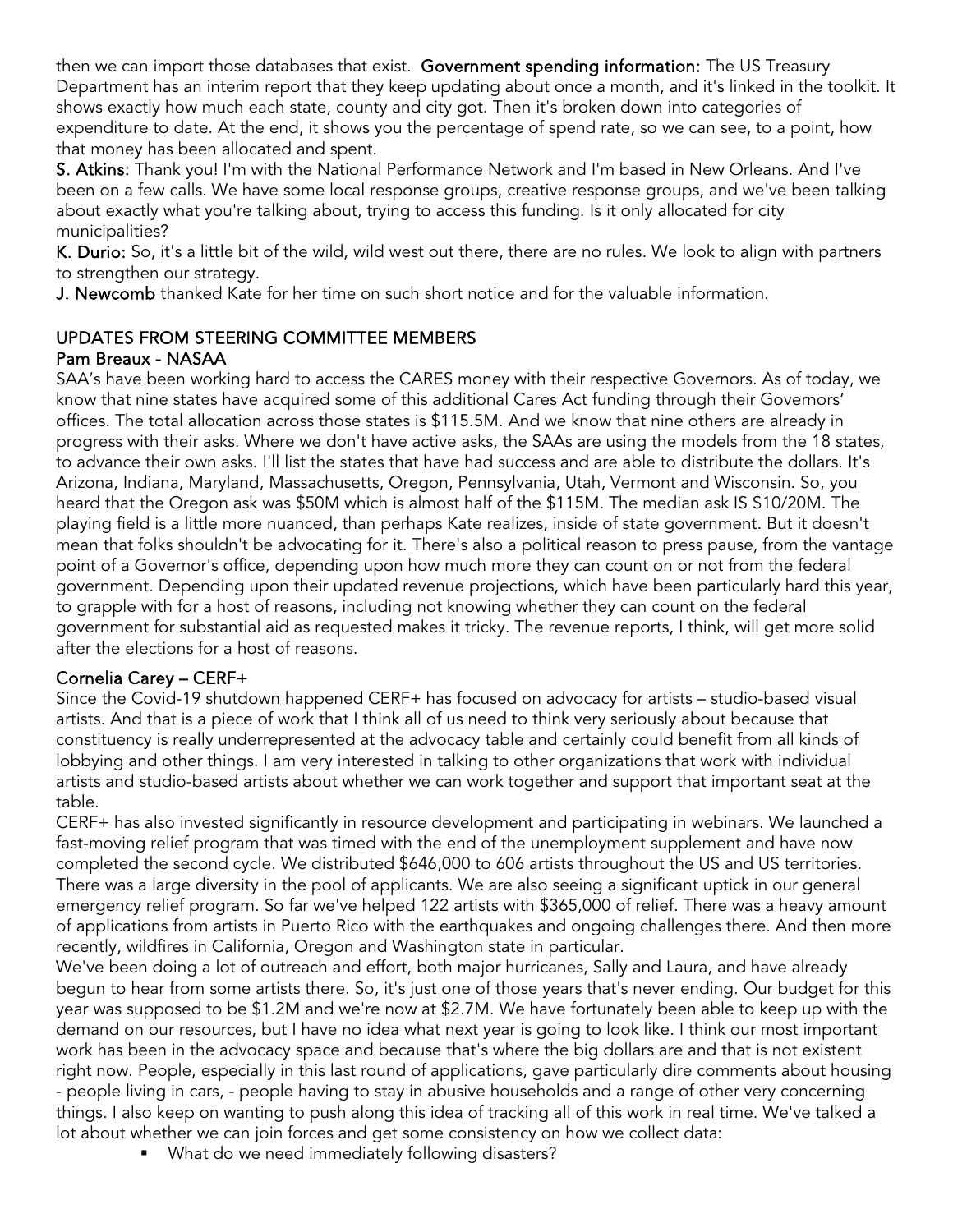then we can import those databases that exist. **Government spending information:** The US Treasury Department has an interim report that they keep updating about once a month, and it's linked in the toolkit. It shows exactly how much each state, county and city got. Then it's broken down into categories of expenditure to date. At the end, it shows you the percentage of spend rate, so we can see, to a point, how that money has been allocated and spent.

**S. Atkins:** Thank you! I'm with the National Performance Network and I'm based in New Orleans. And I've been on a few calls. We have some local response groups, creative response groups, and we've been talking about exactly what you're talking about, trying to access this funding. Is it only allocated for city municipalities?

**K. Durio:** So, it's a little bit of the wild, wild west out there, there are no rules. We look to align with partners to strengthen our strategy.

**J. Newcomb** thanked Kate for her time on such short notice and for the valuable information.

## UPDATES FROM STEERING COMMITTEE MEMBERS

### Pam Breaux - NASAA

SAA's have been working hard to access the CARES money with their respective Governors. As of today, we know that nine states have acquired some of this additional Cares Act funding through their Governors' offices. The total allocation across those states is $115.5M. And we know that nine others are already in progress with their asks. Where we don't have active asks, the SAAs are using the models from the 18 states, to advance their own asks. I'll list the states that have had success and are able to distribute the dollars. It's Arizona, Indiana, Maryland, Massachusetts, Oregon, Pennsylvania, Utah, Vermont and Wisconsin. So, you heard that the Oregon ask was $50M which is almost half of the $115M. The median ask IS $10/20M. The playing field is a little more nuanced, than perhaps Kate realizes, inside of state government. But it doesn't mean that folks shouldn't be advocating for it. There's also a political reason to press pause, from the vantage point of a Governor's office, depending upon how much more they can count on or not from the federal government. Depending upon their updated revenue projections, which have been particularly hard this year, to grapple with for a host of reasons, including not knowing whether they can count on the federal government for substantial aid as requested makes it tricky. The revenue reports, I think, will get more solid after the elections for a host of reasons.

### Cornelia Carey – CERF+

Since the Covid-19 shutdown happened CERF+ has focused on advocacy for artists – studio-based visual artists. And that is a piece of work that I think all of us need to think very seriously about because that constituency is really underrepresented at the advocacy table and certainly could benefit from all kinds of lobbying and other things. I am very interested in talking to other organizations that work with individual artists and studio-based artists about whether we can work together and support that important seat at the table.

CERF+ has also invested significantly in resource development and participating in webinars. We launched a fast-moving relief program that was timed with the end of the unemployment supplement and have now completed the second cycle. We distributed $646,000 to 606 artists throughout the US and US territories. There was a large diversity in the pool of applicants. We are also seeing a significant uptick in our general emergency relief program. So far we've helped 122 artists with $365,000 of relief. There was a heavy amount of applications from artists in Puerto Rico with the earthquakes and ongoing challenges there. And then more recently, wildfires in California, Oregon and Washington state in particular.

We've been doing a lot of outreach and effort, both major hurricanes, Sally and Laura, and have already begun to hear from some artists there. So, it's just one of those years that's never ending. Our budget for this year was supposed to be $1.2M and we're now at $2.7M. We have fortunately been able to keep up with the demand on our resources, but I have no idea what next year is going to look like. I think our most important work has been in the advocacy space and because that's where the big dollars are and that is not existent right now. People, especially in this last round of applications, gave particularly dire comments about housing - people living in cars, - people having to stay in abusive households and a range of other very concerning things. I also keep on wanting to push along this idea of tracking all of this work in real time. We've talked a lot about whether we can join forces and get some consistency on how we collect data:

- What do we need immediately following disasters?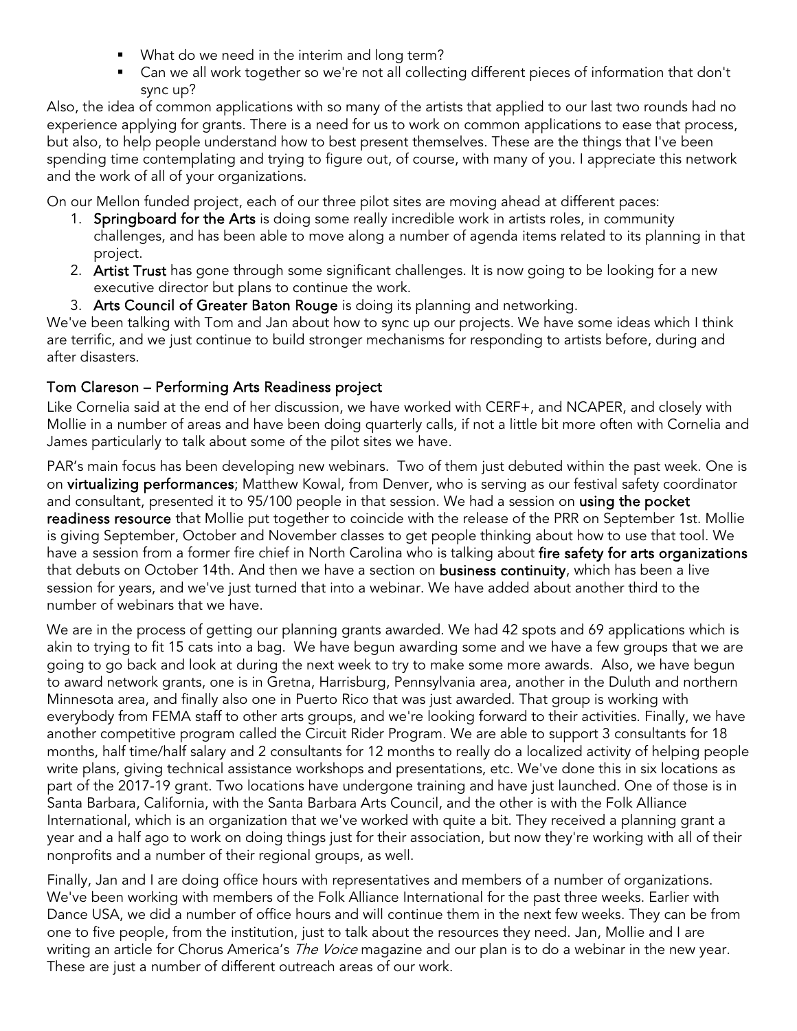- What do we need in the interim and long term?
- Can we all work together so we're not all collecting different pieces of information that don't sync up?

Also, the idea of common applications with so many of the artists that applied to our last two rounds had no experience applying for grants. There is a need for us to work on common applications to ease that process, but also, to help people understand how to best present themselves. These are the things that I've been spending time contemplating and trying to figure out, of course, with many of you. I appreciate this network and the work of all of your organizations.

On our Mellon funded project, each of our three pilot sites are moving ahead at different paces:

1. **Springboard for the Arts** is doing some really incredible work in artists roles, in community challenges, and has been able to move along a number of agenda items related to its planning in that project.
2. **Artist Trust** has gone through some significant challenges. It is now going to be looking for a new executive director but plans to continue the work.
3. **Arts Council of Greater Baton Rouge** is doing its planning and networking.

We've been talking with Tom and Jan about how to sync up our projects. We have some ideas which I think are terrific, and we just continue to build stronger mechanisms for responding to artists before, during and after disasters.

### Tom Clareson – Performing Arts Readiness project

Like Cornelia said at the end of her discussion, we have worked with CERF+, and NCAPER, and closely with Mollie in a number of areas and have been doing quarterly calls, if not a little bit more often with Cornelia and James particularly to talk about some of the pilot sites we have.

PAR's main focus has been developing new webinars. Two of them just debuted within the past week. One is on **virtualizing performances**; Matthew Kowal, from Denver, who is serving as our festival safety coordinator and consultant, presented it to 95/100 people in that session. We had a session on **using the pocket readiness resource** that Mollie put together to coincide with the release of the PRR on September 1st. Mollie is giving September, October and November classes to get people thinking about how to use that tool. We have a session from a former fire chief in North Carolina who is talking about **fire safety for arts organizations** that debuts on October 14th. And then we have a section on **business continuity**, which has been a live session for years, and we've just turned that into a webinar. We have added about another third to the number of webinars that we have.

We are in the process of getting our planning grants awarded. We had 42 spots and 69 applications which is akin to trying to fit 15 cats into a bag. We have begun awarding some and we have a few groups that we are going to go back and look at during the next week to try to make some more awards. Also, we have begun to award network grants, one is in Gretna, Harrisburg, Pennsylvania area, another in the Duluth and northern Minnesota area, and finally also one in Puerto Rico that was just awarded. That group is working with everybody from FEMA staff to other arts groups, and we're looking forward to their activities. Finally, we have another competitive program called the Circuit Rider Program. We are able to support 3 consultants for 18 months, half time/half salary and 2 consultants for 12 months to really do a localized activity of helping people write plans, giving technical assistance workshops and presentations, etc. We've done this in six locations as part of the 2017-19 grant. Two locations have undergone training and have just launched. One of those is in Santa Barbara, California, with the Santa Barbara Arts Council, and the other is with the Folk Alliance International, which is an organization that we've worked with quite a bit. They received a planning grant a year and a half ago to work on doing things just for their association, but now they're working with all of their nonprofits and a number of their regional groups, as well.

Finally, Jan and I are doing office hours with representatives and members of a number of organizations. We've been working with members of the Folk Alliance International for the past three weeks. Earlier with Dance USA, we did a number of office hours and will continue them in the next few weeks. They can be from one to five people, from the institution, just to talk about the resources they need. Jan, Mollie and I are writing an article for Chorus America's *The Voice* magazine and our plan is to do a webinar in the new year. These are just a number of different outreach areas of our work.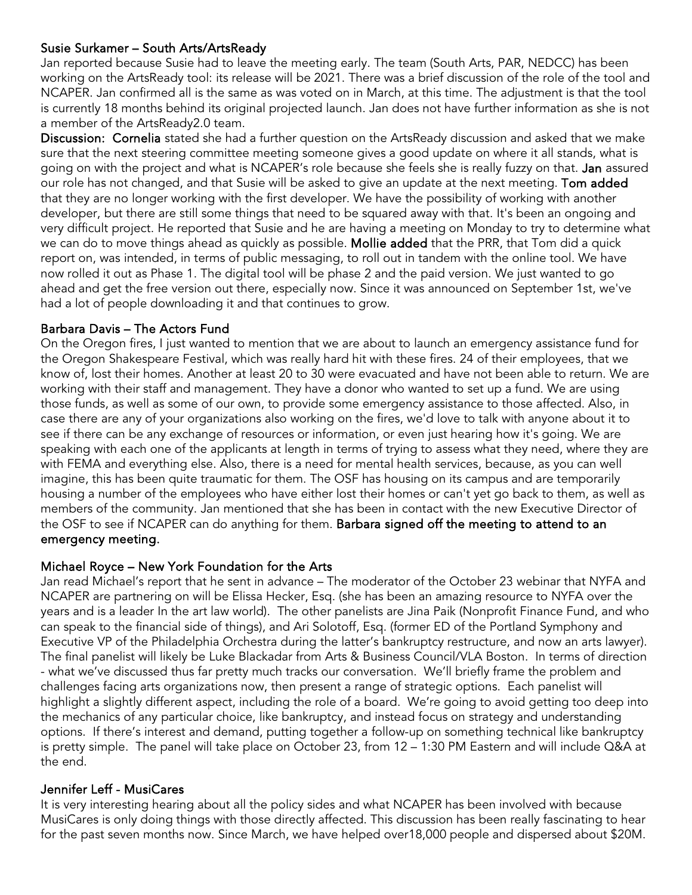### Susie Surkamer – South Arts/ArtsReady

Jan reported because Susie had to leave the meeting early. The team (South Arts, PAR, NEDCC) has been working on the ArtsReady tool: its release will be 2021. There was a brief discussion of the role of the tool and NCAPER. Jan confirmed all is the same as was voted on in March, at this time. The adjustment is that the tool is currently 18 months behind its original projected launch. Jan does not have further information as she is not a member of the ArtsReady2.0 team.

**Discussion: Cornelia** stated she had a further question on the ArtsReady discussion and asked that we make sure that the next steering committee meeting someone gives a good update on where it all stands, what is going on with the project and what is NCAPER's role because she feels she is really fuzzy on that. **Jan** assured our role has not changed, and that Susie will be asked to give an update at the next meeting. **Tom added** that they are no longer working with the first developer. We have the possibility of working with another developer, but there are still some things that need to be squared away with that. It's been an ongoing and very difficult project. He reported that Susie and he are having a meeting on Monday to try to determine what we can do to move things ahead as quickly as possible. **Mollie added** that the PRR, that Tom did a quick report on, was intended, in terms of public messaging, to roll out in tandem with the online tool. We have now rolled it out as Phase 1. The digital tool will be phase 2 and the paid version. We just wanted to go ahead and get the free version out there, especially now. Since it was announced on September 1st, we've had a lot of people downloading it and that continues to grow.

### Barbara Davis – The Actors Fund

On the Oregon fires, I just wanted to mention that we are about to launch an emergency assistance fund for the Oregon Shakespeare Festival, which was really hard hit with these fires. 24 of their employees, that we know of, lost their homes. Another at least 20 to 30 were evacuated and have not been able to return. We are working with their staff and management. They have a donor who wanted to set up a fund. We are using those funds, as well as some of our own, to provide some emergency assistance to those affected. Also, in case there are any of your organizations also working on the fires, we'd love to talk with anyone about it to see if there can be any exchange of resources or information, or even just hearing how it's going. We are speaking with each one of the applicants at length in terms of trying to assess what they need, where they are with FEMA and everything else. Also, there is a need for mental health services, because, as you can well imagine, this has been quite traumatic for them. The OSF has housing on its campus and are temporarily housing a number of the employees who have either lost their homes or can't yet go back to them, as well as members of the community. Jan mentioned that she has been in contact with the new Executive Director of the OSF to see if NCAPER can do anything for them. **Barbara signed off the meeting to attend to an emergency meeting.**

### Michael Royce – New York Foundation for the Arts

Jan read Michael's report that he sent in advance – The moderator of the October 23 webinar that NYFA and NCAPER are partnering on will be Elissa Hecker, Esq. (she has been an amazing resource to NYFA over the years and is a leader In the art law world). The other panelists are Jina Paik (Nonprofit Finance Fund, and who can speak to the financial side of things), and Ari Solotoff, Esq. (former ED of the Portland Symphony and Executive VP of the Philadelphia Orchestra during the latter's bankruptcy restructure, and now an arts lawyer). The final panelist will likely be Luke Blackadar from Arts & Business Council/VLA Boston. In terms of direction - what we've discussed thus far pretty much tracks our conversation. We'll briefly frame the problem and challenges facing arts organizations now, then present a range of strategic options. Each panelist will highlight a slightly different aspect, including the role of a board. We're going to avoid getting too deep into the mechanics of any particular choice, like bankruptcy, and instead focus on strategy and understanding options. If there's interest and demand, putting together a follow-up on something technical like bankruptcy is pretty simple. The panel will take place on October 23, from 12 – 1:30 PM Eastern and will include Q&A at the end.

### Jennifer Leff - MusiCares

It is very interesting hearing about all the policy sides and what NCAPER has been involved with because MusiCares is only doing things with those directly affected. This discussion has been really fascinating to hear for the past seven months now. Since March, we have helped over18,000 people and dispersed about $20M.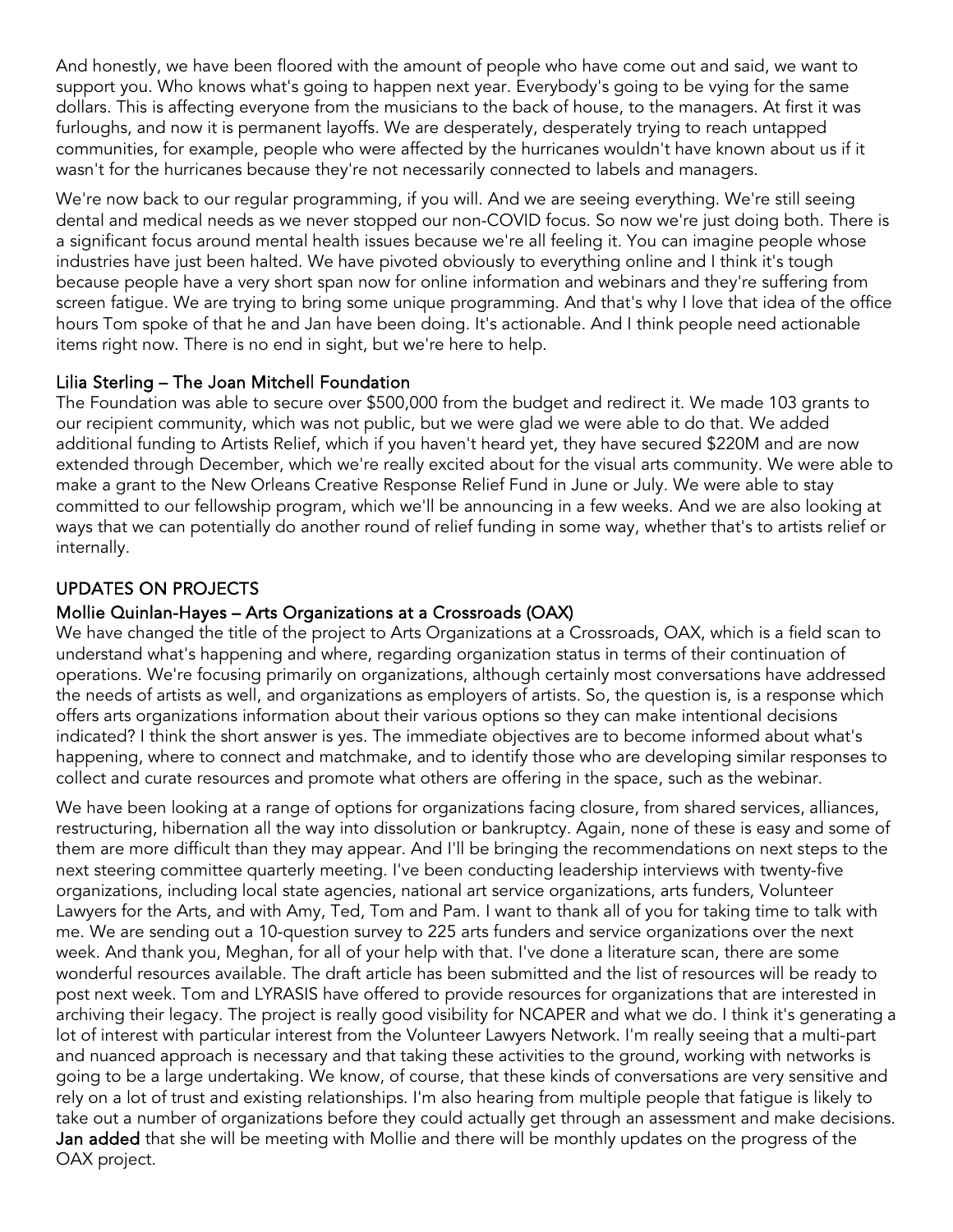And honestly, we have been floored with the amount of people who have come out and said, we want to support you. Who knows what's going to happen next year. Everybody's going to be vying for the same dollars. This is affecting everyone from the musicians to the back of house, to the managers. At first it was furloughs, and now it is permanent layoffs. We are desperately, desperately trying to reach untapped communities, for example, people who were affected by the hurricanes wouldn't have known about us if it wasn't for the hurricanes because they're not necessarily connected to labels and managers.

We're now back to our regular programming, if you will. And we are seeing everything. We're still seeing dental and medical needs as we never stopped our non-COVID focus. So now we're just doing both. There is a significant focus around mental health issues because we're all feeling it. You can imagine people whose industries have just been halted. We have pivoted obviously to everything online and I think it's tough because people have a very short span now for online information and webinars and they're suffering from screen fatigue. We are trying to bring some unique programming. And that's why I love that idea of the office hours Tom spoke of that he and Jan have been doing. It's actionable. And I think people need actionable items right now. There is no end in sight, but we're here to help.

### Lilia Sterling – The Joan Mitchell Foundation

The Foundation was able to secure over $500,000 from the budget and redirect it. We made 103 grants to our recipient community, which was not public, but we were glad we were able to do that. We added additional funding to Artists Relief, which if you haven't heard yet, they have secured $220M and are now extended through December, which we're really excited about for the visual arts community. We were able to make a grant to the New Orleans Creative Response Relief Fund in June or July. We were able to stay committed to our fellowship program, which we'll be announcing in a few weeks. And we are also looking at ways that we can potentially do another round of relief funding in some way, whether that's to artists relief or internally.

## UPDATES ON PROJECTS

### Mollie Quinlan-Hayes – Arts Organizations at a Crossroads (OAX)

We have changed the title of the project to Arts Organizations at a Crossroads, OAX, which is a field scan to understand what's happening and where, regarding organization status in terms of their continuation of operations. We're focusing primarily on organizations, although certainly most conversations have addressed the needs of artists as well, and organizations as employers of artists. So, the question is, is a response which offers arts organizations information about their various options so they can make intentional decisions indicated? I think the short answer is yes. The immediate objectives are to become informed about what's happening, where to connect and matchmake, and to identify those who are developing similar responses to collect and curate resources and promote what others are offering in the space, such as the webinar.

We have been looking at a range of options for organizations facing closure, from shared services, alliances, restructuring, hibernation all the way into dissolution or bankruptcy. Again, none of these is easy and some of them are more difficult than they may appear. And I'll be bringing the recommendations on next steps to the next steering committee quarterly meeting. I've been conducting leadership interviews with twenty-five organizations, including local state agencies, national art service organizations, arts funders, Volunteer Lawyers for the Arts, and with Amy, Ted, Tom and Pam. I want to thank all of you for taking time to talk with me. We are sending out a 10-question survey to 225 arts funders and service organizations over the next week. And thank you, Meghan, for all of your help with that. I've done a literature scan, there are some wonderful resources available. The draft article has been submitted and the list of resources will be ready to post next week. Tom and LYRASIS have offered to provide resources for organizations that are interested in archiving their legacy. The project is really good visibility for NCAPER and what we do. I think it's generating a lot of interest with particular interest from the Volunteer Lawyers Network. I'm really seeing that a multi-part and nuanced approach is necessary and that taking these activities to the ground, working with networks is going to be a large undertaking. We know, of course, that these kinds of conversations are very sensitive and rely on a lot of trust and existing relationships. I'm also hearing from multiple people that fatigue is likely to take out a number of organizations before they could actually get through an assessment and make decisions. **Jan added** that she will be meeting with Mollie and there will be monthly updates on the progress of the OAX project.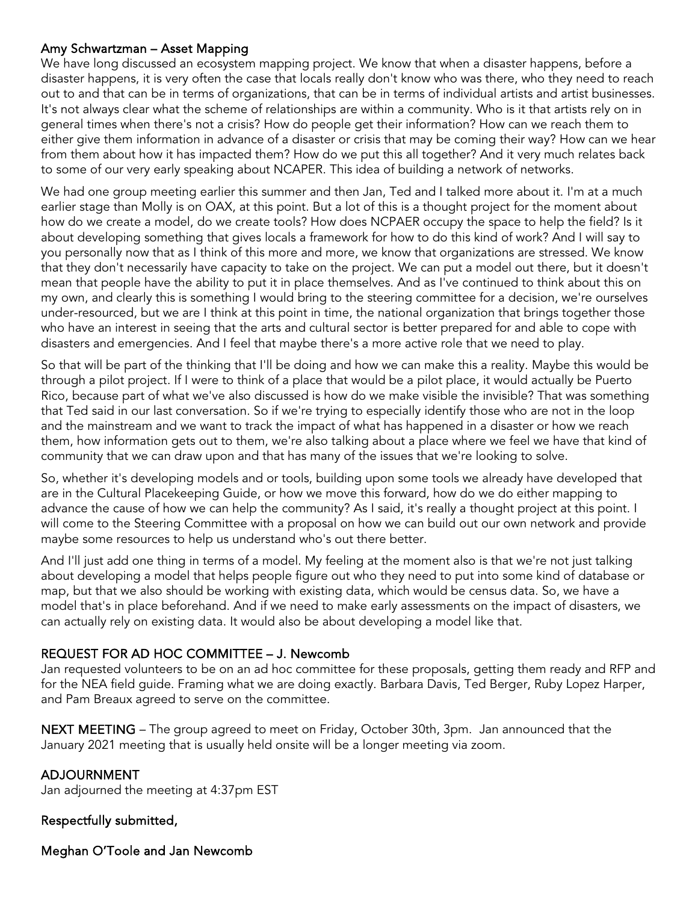**Amy Schwartzman – Asset Mapping**

We have long discussed an ecosystem mapping project. We know that when a disaster happens, before a disaster happens, it is very often the case that locals really don't know who was there, who they need to reach out to and that can be in terms of organizations, that can be in terms of individual artists and artist businesses. It's not always clear what the scheme of relationships are within a community. Who is it that artists rely on in general times when there's not a crisis? How do people get their information? How can we reach them to either give them information in advance of a disaster or crisis that may be coming their way? How can we hear from them about how it has impacted them? How do we put this all together? And it very much relates back to some of our very early speaking about NCAPER. This idea of building a network of networks.

We had one group meeting earlier this summer and then Jan, Ted and I talked more about it. I'm at a much earlier stage than Molly is on OAX, at this point. But a lot of this is a thought project for the moment about how do we create a model, do we create tools? How does NCPAER occupy the space to help the field? Is it about developing something that gives locals a framework for how to do this kind of work? And I will say to you personally now that as I think of this more and more, we know that organizations are stressed. We know that they don't necessarily have capacity to take on the project. We can put a model out there, but it doesn't mean that people have the ability to put it in place themselves. And as I've continued to think about this on my own, and clearly this is something I would bring to the steering committee for a decision, we're ourselves under-resourced, but we are I think at this point in time, the national organization that brings together those who have an interest in seeing that the arts and cultural sector is better prepared for and able to cope with disasters and emergencies. And I feel that maybe there's a more active role that we need to play.

So that will be part of the thinking that I'll be doing and how we can make this a reality. Maybe this would be through a pilot project. If I were to think of a place that would be a pilot place, it would actually be Puerto Rico, because part of what we've also discussed is how do we make visible the invisible? That was something that Ted said in our last conversation. So if we're trying to especially identify those who are not in the loop and the mainstream and we want to track the impact of what has happened in a disaster or how we reach them, how information gets out to them, we're also talking about a place where we feel we have that kind of community that we can draw upon and that has many of the issues that we're looking to solve.

So, whether it's developing models and or tools, building upon some tools we already have developed that are in the Cultural Placekeeping Guide, or how we move this forward, how do we do either mapping to advance the cause of how we can help the community? As I said, it's really a thought project at this point. I will come to the Steering Committee with a proposal on how we can build out our own network and provide maybe some resources to help us understand who's out there better.

And I'll just add one thing in terms of a model. My feeling at the moment also is that we're not just talking about developing a model that helps people figure out who they need to put into some kind of database or map, but that we also should be working with existing data, which would be census data. So, we have a model that's in place beforehand. And if we need to make early assessments on the impact of disasters, we can actually rely on existing data. It would also be about developing a model like that.

**REQUEST FOR AD HOC COMMITTEE – J. Newcomb**

Jan requested volunteers to be on an ad hoc committee for these proposals, getting them ready and RFP and for the NEA field guide. Framing what we are doing exactly. Barbara Davis, Ted Berger, Ruby Lopez Harper, and Pam Breaux agreed to serve on the committee.

**NEXT MEETING** – The group agreed to meet on Friday, October 30th, 3pm. Jan announced that the January 2021 meeting that is usually held onsite will be a longer meeting via zoom.

**ADJOURNMENT**

Jan adjourned the meeting at 4:37pm EST

**Respectfully submitted,**

**Meghan O'Toole and Jan Newcomb**